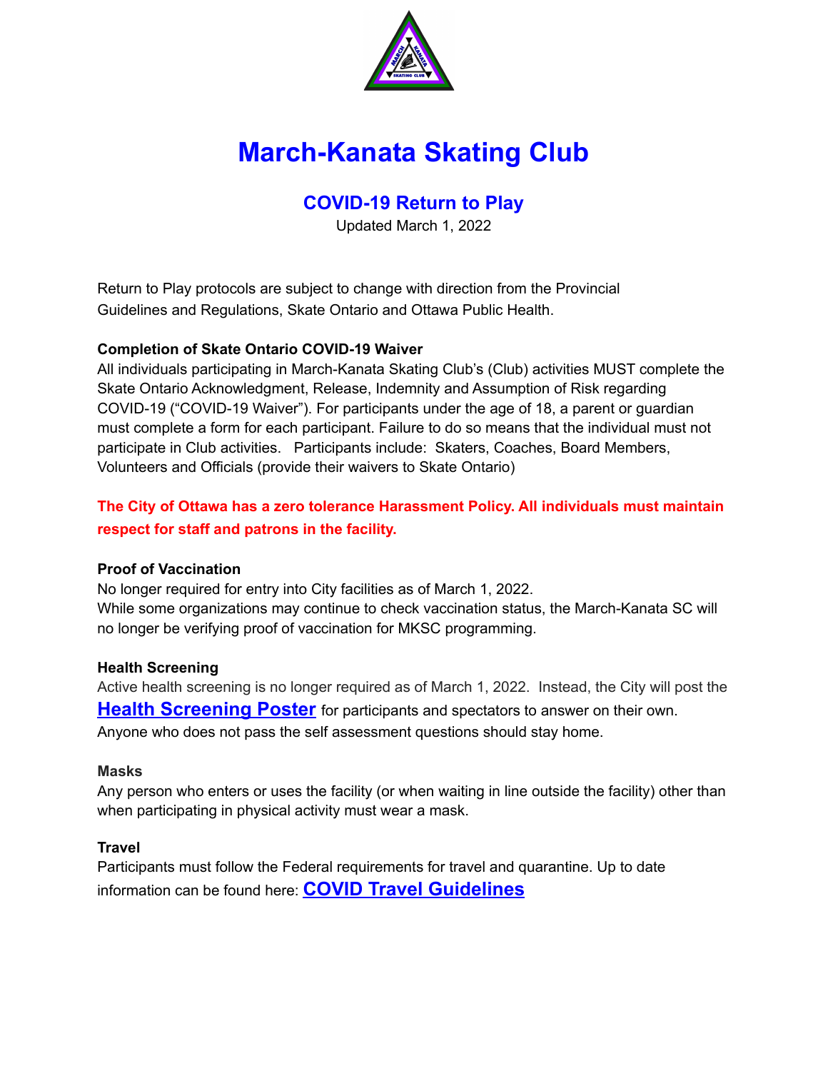# March-Kanata Skating Club

## COVID-19 Return to Play

Updated March 1, 2022

Return to Play protocols are subject to change with direction from the Provincial Guidelines and Regulations, Skate Ontario and Ottawa Public Health.

**Completion of Skate Ontario COVID-19 Waiver**

All individuals participating in March-Kanata Skating Club's (Club) activities MUST complete the Skate Ontario Acknowledgment, Release, Indemnity and Assumption of Risk regarding COVID-19 ("COVID-19 Waiver"). For participants under the age of 18, a parent or guardian must complete a form for each participant. Failure to do so means that the individual must not participate in Club activities. Participants include: Skaters, Coaches, Board Members, Volunteers and Officials (provide their waivers to Skate Ontario)

**The City of Ottawa has a zero tolerance Harassment Policy. All individuals must maintain respect for staff and patrons in the facility.**

**Proof of Vaccination**

No longer required for entry into City facilities as of March 1, 2022.
While some organizations may continue to check vaccination status, the March-Kanata SC will no longer be verifying proof of vaccination for MKSC programming.

**Health Screening**

Active health screening is no longer required as of March 1, 2022. Instead, the City will post the **Health Screening Poster** for participants and spectators to answer on their own. Anyone who does not pass the self assessment questions should stay home.

**Masks**

Any person who enters or uses the facility (or when waiting in line outside the facility) other than when participating in physical activity must wear a mask.

**Travel**

Participants must follow the Federal requirements for travel and quarantine. Up to date information can be found here: **COVID Travel Guidelines**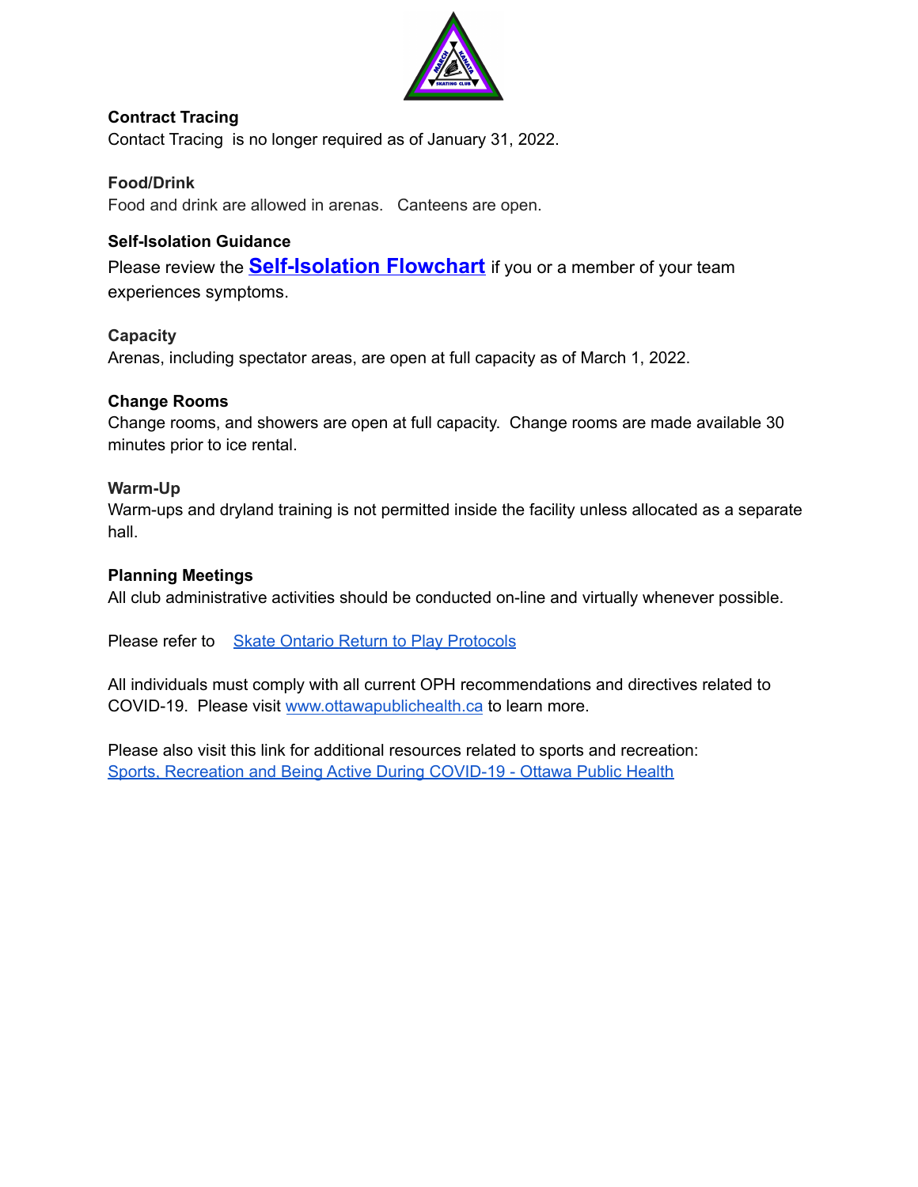**Contract Tracing**

Contact Tracing is no longer required as of January 31, 2022.

**Food/Drink**

Food and drink are allowed in arenas. Canteens are open.

**Self-Isolation Guidance**

Please review the **[Self-Isolation Flowchart]** if you or a member of your team experiences symptoms.

**Capacity**

Arenas, including spectator areas, are open at full capacity as of March 1, 2022.

**Change Rooms**

Change rooms, and showers are open at full capacity. Change rooms are made available 30 minutes prior to ice rental.

**Warm-Up**

Warm-ups and dryland training is not permitted inside the facility unless allocated as a separate hall.

**Planning Meetings**

All club administrative activities should be conducted on-line and virtually whenever possible.

Please refer to Skate Ontario Return to Play Protocols

All individuals must comply with all current OPH recommendations and directives related to COVID-19. Please visit www.ottawapublichealth.ca to learn more.

Please also visit this link for additional resources related to sports and recreation:
Sports, Recreation and Being Active During COVID-19 - Ottawa Public Health